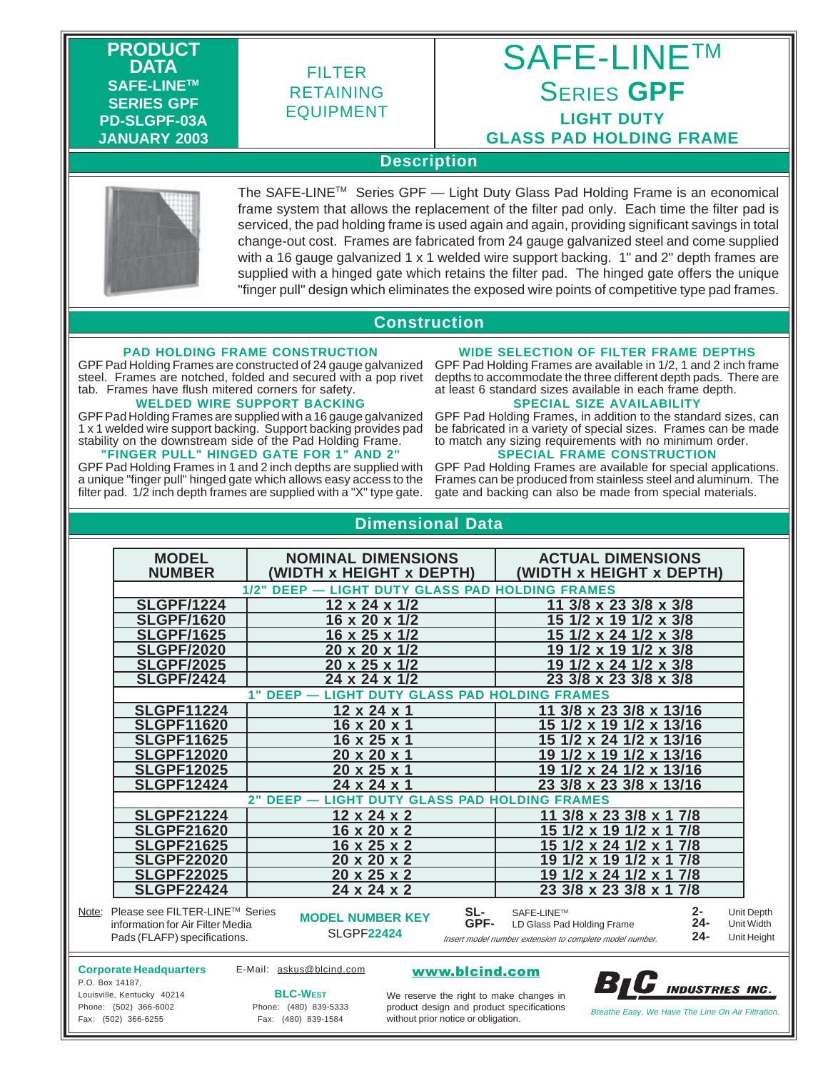**PRODUCT DATA**
**SAFE-LINE™**
**SERIES GPF**
**PD-SLGPF-03A**
**JANUARY 2003**

FILTER RETAINING EQUIPMENT

# SAFE-LINE™ Series GPF

## LIGHT DUTY GLASS PAD HOLDING FRAME

## Description

The SAFE-LINE™ Series GPF — Light Duty Glass Pad Holding Frame is an economical frame system that allows the replacement of the filter pad only. Each time the filter pad is serviced, the pad holding frame is used again and again, providing significant savings in total change-out cost. Frames are fabricated from 24 gauge galvanized steel and come supplied with a 16 gauge galvanized 1 x 1 welded wire support backing. 1" and 2" depth frames are supplied with a hinged gate which retains the filter pad. The hinged gate offers the unique "finger pull" design which eliminates the exposed wire points of competitive type pad frames.

## Construction

### PAD HOLDING FRAME CONSTRUCTION

GPF Pad Holding Frames are constructed of 24 gauge galvanized steel. Frames are notched, folded and secured with a pop rivet tab. Frames have flush mitered corners for safety.

### WELDED WIRE SUPPORT BACKING

GPF Pad Holding Frames are supplied with a 16 gauge galvanized 1 x 1 welded wire support backing. Support backing provides pad stability on the downstream side of the Pad Holding Frame.

### "FINGER PULL" HINGED GATE FOR 1" AND 2"

GPF Pad Holding Frames in 1 and 2 inch depths are supplied with a unique "finger pull" hinged gate which allows easy access to the filter pad. 1/2 inch depth frames are supplied with a "X" type gate.

### WIDE SELECTION OF FILTER FRAME DEPTHS

GPF Pad Holding Frames are available in 1/2, 1 and 2 inch frame depths to accommodate the three different depth pads. There are at least 6 standard sizes available in each frame depth.

### SPECIAL SIZE AVAILABILITY

GPF Pad Holding Frames, in addition to the standard sizes, can be fabricated in a variety of special sizes. Frames can be made to match any sizing requirements with no minimum order.

### SPECIAL FRAME CONSTRUCTION

GPF Pad Holding Frames are available for special applications. Frames can be produced from stainless steel and aluminum. The gate and backing can also be made from special materials.

## Dimensional Data

| MODEL NUMBER | NOMINAL DIMENSIONS (WIDTH x HEIGHT x DEPTH) | ACTUAL DIMENSIONS (WIDTH x HEIGHT x DEPTH) |
|---|---|---|
| **1/2" DEEP — LIGHT DUTY GLASS PAD HOLDING FRAMES** | | |
| SLGPF/1224 | 12 x 24 x 1/2 | 11 3/8 x 23 3/8 x 3/8 |
| SLGPF/1620 | 16 x 20 x 1/2 | 15 1/2 x 19 1/2 x 3/8 |
| SLGPF/1625 | 16 x 25 x 1/2 | 15 1/2 x 24 1/2 x 3/8 |
| SLGPF/2020 | 20 x 20 x 1/2 | 19 1/2 x 19 1/2 x 3/8 |
| SLGPF/2025 | 20 x 25 x 1/2 | 19 1/2 x 24 1/2 x 3/8 |
| SLGPF/2424 | 24 x 24 x 1/2 | 23 3/8 x 23 3/8 x 3/8 |
| **1" DEEP — LIGHT DUTY GLASS PAD HOLDING FRAMES** | | |
| SLGPF11224 | 12 x 24 x 1 | 11 3/8 x 23 3/8 x 13/16 |
| SLGPF11620 | 16 x 20 x 1 | 15 1/2 x 19 1/2 x 13/16 |
| SLGPF11625 | 16 x 25 x 1 | 15 1/2 x 24 1/2 x 13/16 |
| SLGPF12020 | 20 x 20 x 1 | 19 1/2 x 19 1/2 x 13/16 |
| SLGPF12025 | 20 x 25 x 1 | 19 1/2 x 24 1/2 x 13/16 |
| SLGPF12424 | 24 x 24 x 1 | 23 3/8 x 23 3/8 x 13/16 |
| **2" DEEP — LIGHT DUTY GLASS PAD HOLDING FRAMES** | | |
| SLGPF21224 | 12 x 24 x 2 | 11 3/8 x 23 3/8 x 1 7/8 |
| SLGPF21620 | 16 x 20 x 2 | 15 1/2 x 19 1/2 x 1 7/8 |
| SLGPF21625 | 16 x 25 x 2 | 15 1/2 x 24 1/2 x 1 7/8 |
| SLGPF22020 | 20 x 20 x 2 | 19 1/2 x 19 1/2 x 1 7/8 |
| SLGPF22025 | 20 x 25 x 2 | 19 1/2 x 24 1/2 x 1 7/8 |
| SLGPF22424 | 24 x 24 x 2 | 23 3/8 x 23 3/8 x 1 7/8 |

Note: Please see FILTER-LINE™ Series information for Air Filter Media Pads (FLAFP) specifications.

**MODEL NUMBER KEY**
SLGPF**22424**

- **SL-** SAFE-LINE™
- **GPF-** LD Glass Pad Holding Frame
- **2-** Unit Depth
- **24-** Unit Width
- **24-** Unit Height

*Insert model number extension to complete model number.*

**Corporate Headquarters**
P.O. Box 14187,
Louisville, Kentucky 40214
Phone: (502) 366-6002
Fax: (502) 366-6255

E-Mail: askus@blcind.com

**BLC-WEST**
Phone: (480) 839-5333
Fax: (480) 839-1584

**www.blcind.com**

We reserve the right to make changes in product design and product specifications without prior notice or obligation.

**BLC INDUSTRIES INC.**
*Breathe Easy, We Have The Line On Air Filtration.*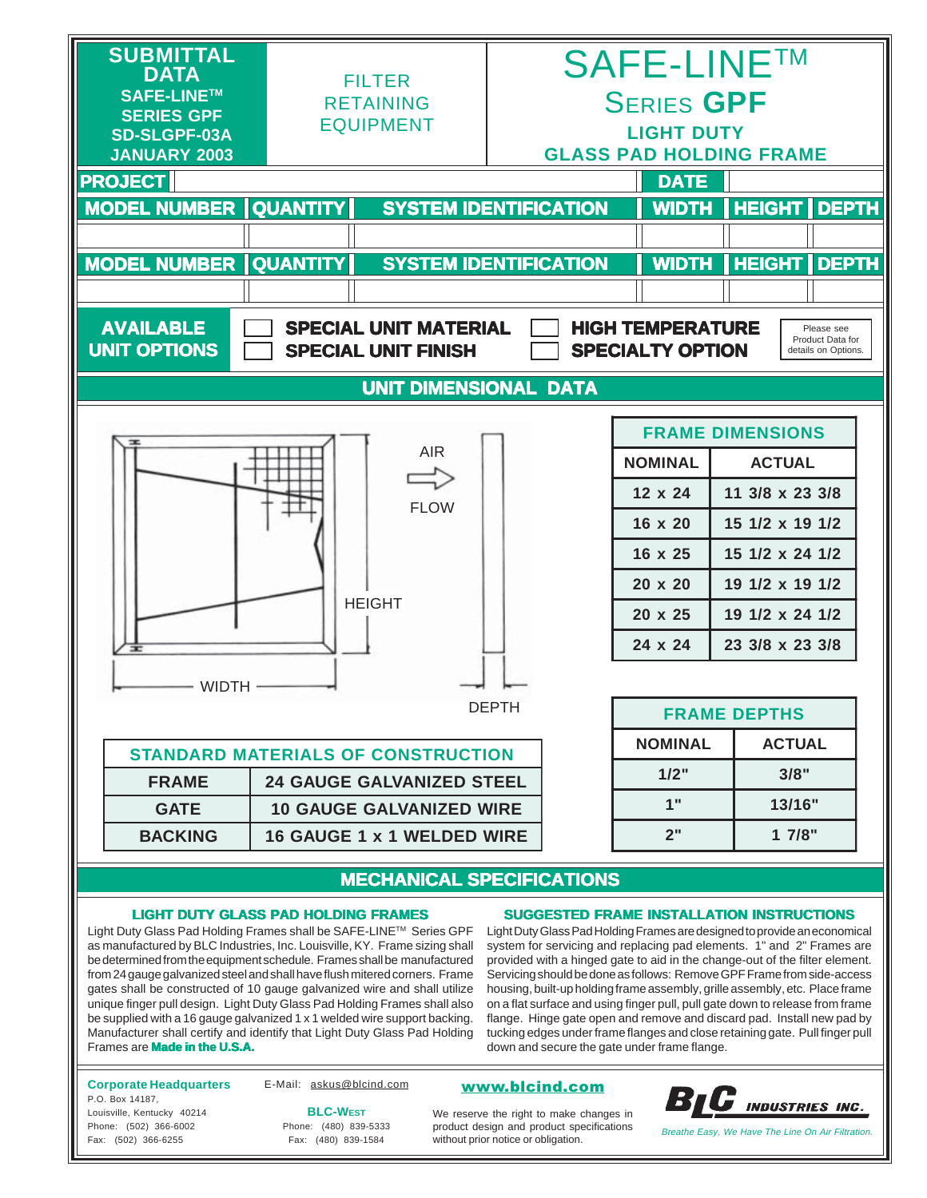# SUBMITTAL DATA

**SAFE-LINE™ SERIES GPF**
**SD-SLGPF-03A**
**JANUARY 2003**

FILTER RETAINING EQUIPMENT

## SAFE-LINE™

## SERIES GPF

### LIGHT DUTY GLASS PAD HOLDING FRAME

| PROJECT | | DATE | |
|---|---|---|---|

| MODEL NUMBER | QUANTITY | SYSTEM IDENTIFICATION | WIDTH | HEIGHT | DEPTH |
|---|---|---|---|---|---|
| | | | | | |

| MODEL NUMBER | QUANTITY | SYSTEM IDENTIFICATION | WIDTH | HEIGHT | DEPTH |
|---|---|---|---|---|---|
| | | | | | |

**AVAILABLE UNIT OPTIONS**

- ☐ SPECIAL UNIT MATERIAL
- ☐ SPECIAL UNIT FINISH
- ☐ HIGH TEMPERATURE
- ☐ SPECIALTY OPTION

Please see Product Data for details on Options.

## UNIT DIMENSIONAL DATA

AIR FLOW

HEIGHT

WIDTH

DEPTH

| FRAME DIMENSIONS | |
|---|---|
| **NOMINAL** | **ACTUAL** |
| 12 x 24 | 11 3/8 x 23 3/8 |
| 16 x 20 | 15 1/2 x 19 1/2 |
| 16 x 25 | 15 1/2 x 24 1/2 |
| 20 x 20 | 19 1/2 x 19 1/2 |
| 20 x 25 | 19 1/2 x 24 1/2 |
| 24 x 24 | 23 3/8 x 23 3/8 |

| FRAME DEPTHS | |
|---|---|
| **NOMINAL** | **ACTUAL** |
| 1/2" | 3/8" |
| 1" | 13/16" |
| 2" | 1 7/8" |

| STANDARD MATERIALS OF CONSTRUCTION | |
|---|---|
| FRAME | 24 GAUGE GALVANIZED STEEL |
| GATE | 10 GAUGE GALVANIZED WIRE |
| BACKING | 16 GAUGE 1 x 1 WELDED WIRE |

## MECHANICAL SPECIFICATIONS

### LIGHT DUTY GLASS PAD HOLDING FRAMES

Light Duty Glass Pad Holding Frames shall be SAFE-LINE™ Series GPF as manufactured by BLC Industries, Inc. Louisville, KY. Frame sizing shall be determined from the equipment schedule. Frames shall be manufactured from 24 gauge galvanized steel and shall have flush mitered corners. Frame gates shall be constructed of 10 gauge galvanized wire and shall utilize unique finger pull design. Light Duty Glass Pad Holding Frames shall also be supplied with a 16 gauge galvanized 1 x 1 welded wire support backing. Manufacturer shall certify and identify that Light Duty Glass Pad Holding Frames are **Made in the U.S.A.**

### SUGGESTED FRAME INSTALLATION INSTRUCTIONS

Light Duty Glass Pad Holding Frames are designed to provide an economical system for servicing and replacing pad elements. 1" and 2" Frames are provided with a hinged gate to aid in the change-out of the filter element. Servicing should be done as follows: Remove GPF Frame from side-access housing, built-up holding frame assembly, grille assembly, etc. Place frame on a flat surface and using finger pull, pull gate down to release from frame flange. Hinge gate open and remove and discard pad. Install new pad by tucking edges under frame flanges and close retaining gate. Pull finger pull down and secure the gate under frame flange.

---

**Corporate Headquarters**
P.O. Box 14187,
Louisville, Kentucky 40214
Phone: (502) 366-6002
Fax: (502) 366-6255

E-Mail: askus@blcind.com

**BLC-WEST**
Phone: (480) 839-5333
Fax: (480) 839-1584

**www.blcind.com**

We reserve the right to make changes in product design and product specifications without prior notice or obligation.

**BLC INDUSTRIES INC.**
*Breathe Easy, We Have The Line On Air Filtration.*